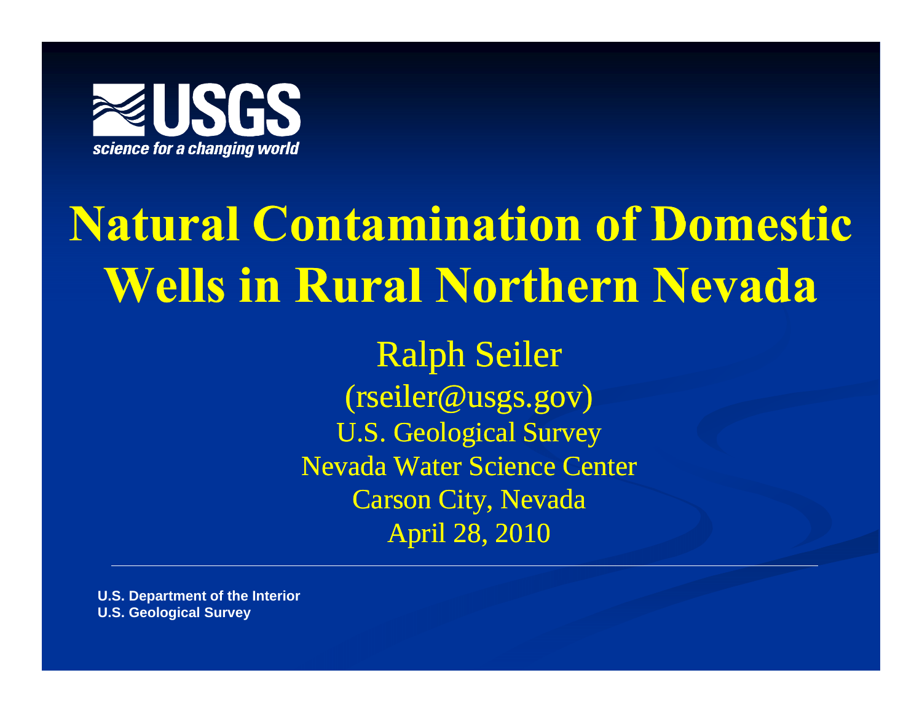USGS

science for a changing world

# Natural Contamination of Domestic Wells in Rural Northern Nevada

Ralph Seiler

(rseiler@usgs.gov)

U.S. Geological Survey

Nevada Water Science Center

Carson City, Nevada

April 28, 2010

U.S. Department of the Interior

U.S. Geological Survey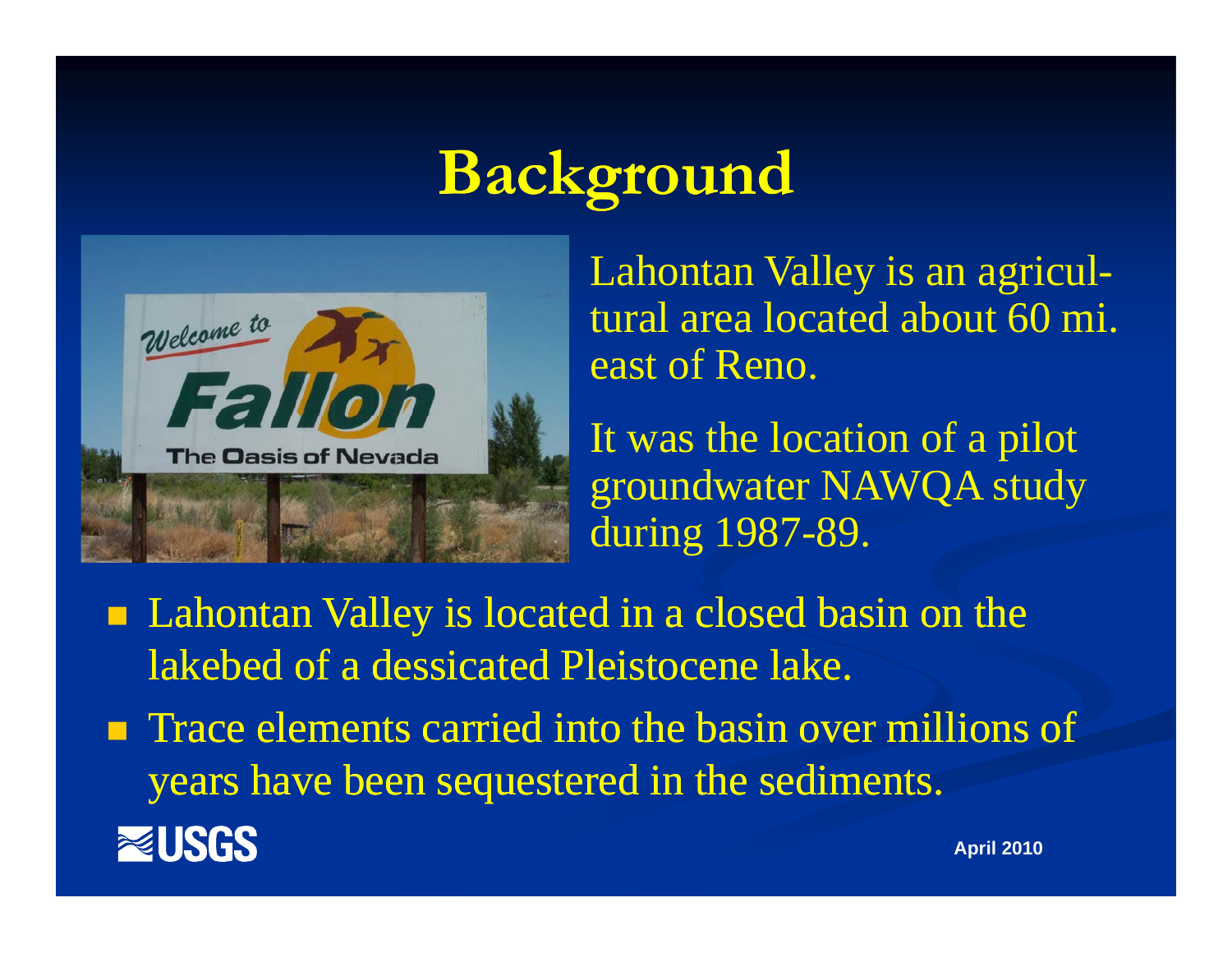# Background

Lahontan Valley is an agricultural area located about 60 mi. east of Reno.

It was the location of a pilot groundwater NAWQA study during 1987-89.

- Lahontan Valley is located in a closed basin on the lakebed of a dessicated Pleistocene lake.
- Trace elements carried into the basin over millions of years have been sequestered in the sediments.

USGS

April 2010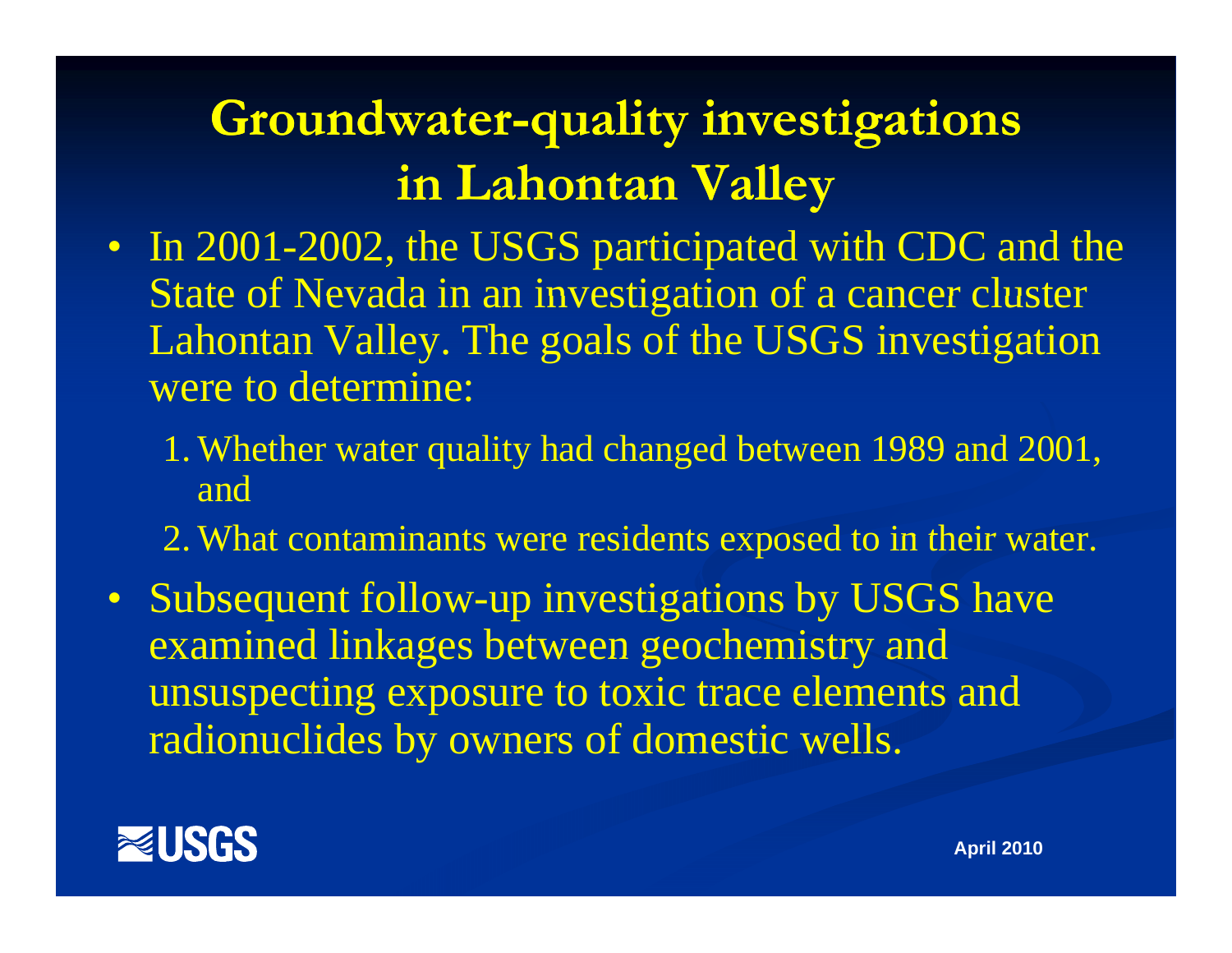# Groundwater-quality investigations in Lahontan Valley

- In 2001-2002, the USGS participated with CDC and the State of Nevada in an investigation of a cancer cluster Lahontan Valley. The goals of the USGS investigation were to determine:
  1. Whether water quality had changed between 1989 and 2001, and
  2. What contaminants were residents exposed to in their water.
- Subsequent follow-up investigations by USGS have examined linkages between geochemistry and unsuspecting exposure to toxic trace elements and radionuclides by owners of domestic wells.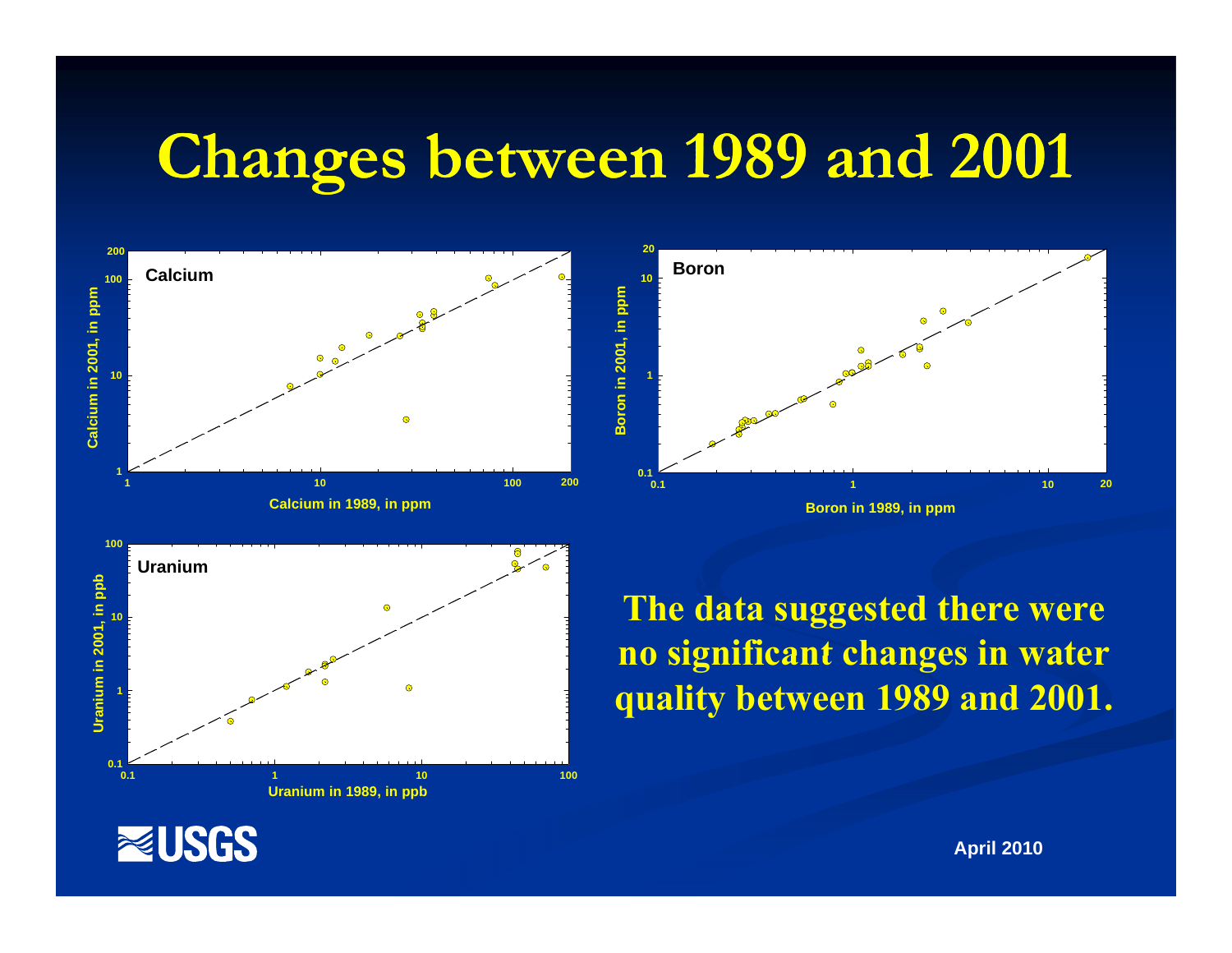# Changes between 1989 and 2001

Calcium

Calcium in 2001, in ppm

Calcium in 1989, in ppm

Boron

Boron in 2001, in ppm

Boron in 1989, in ppm

Uranium

Uranium in 2001, in ppb

Uranium in 1989, in ppb

**The data suggested there were no significant changes in water quality between 1989 and 2001.**

USGS

April 2010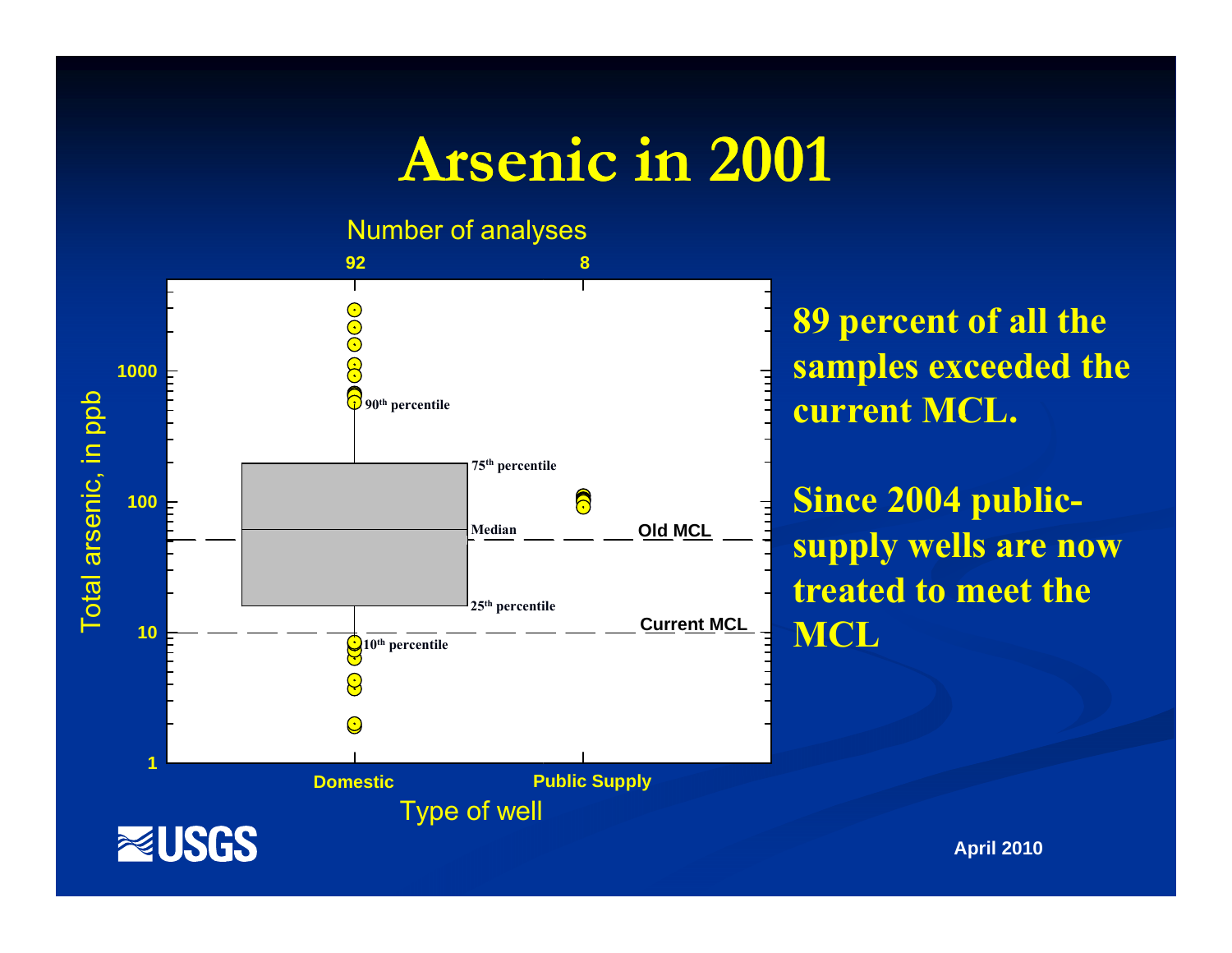# Arsenic in 2001

Number of analyses

| | Domestic | Public Supply |
| --- | --- | --- |
| Number of analyses | 92 | 8 |

Total arsenic, in ppb

90th percentile

75th percentile

Median

Old MCL

25th percentile

Current MCL

10th percentile

Type of well

**89 percent of all the samples exceeded the current MCL.**

**Since 2004 public-supply wells are now treated to meet the MCL**

April 2010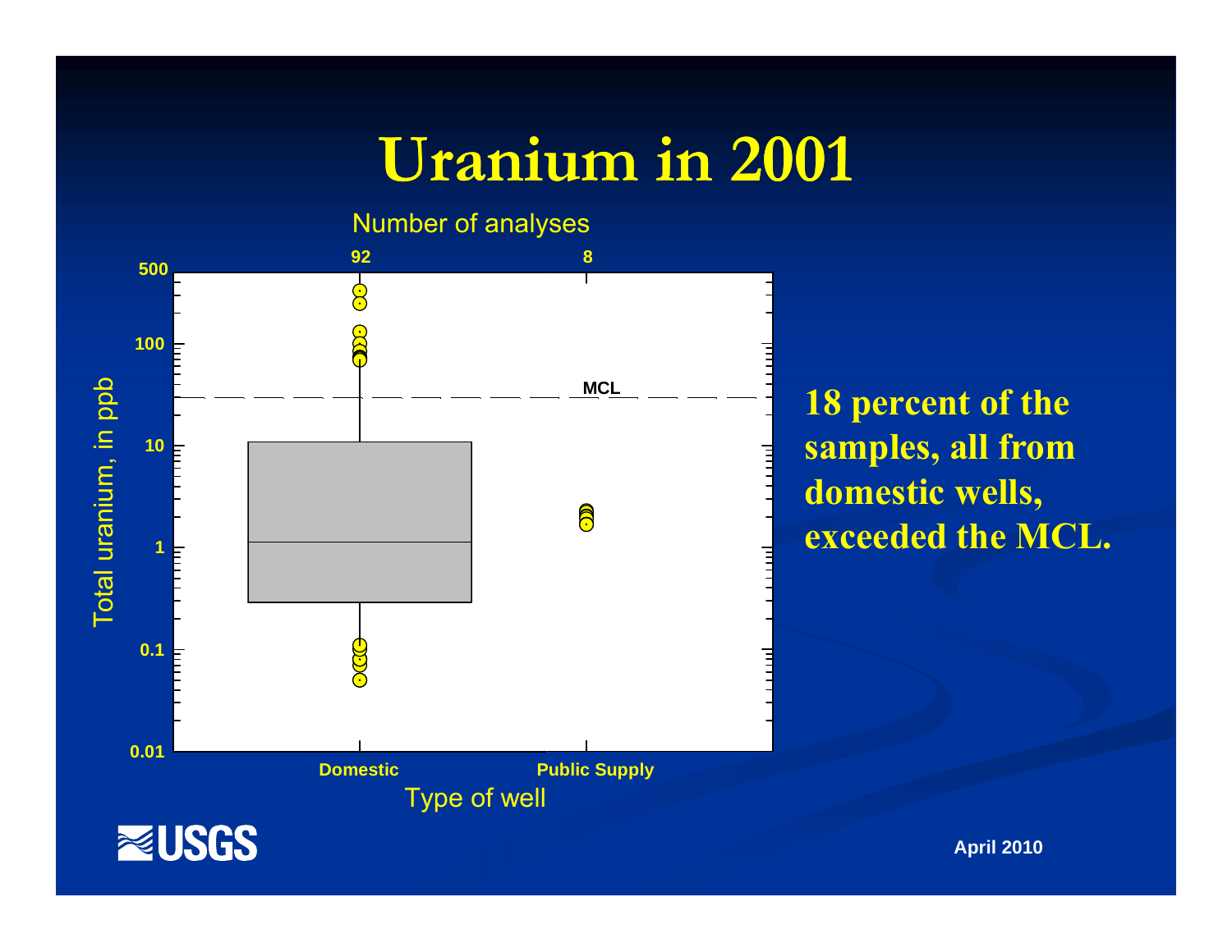# Uranium in 2001

Number of analyses

| | Domestic | Public Supply |
|---|---|---|
| Number of analyses | 92 | 8 |

Total uranium, in ppb

0.01, 0.1, 1, 10, 100, 500

MCL

Type of well

Domestic | Public Supply

**18 percent of the samples, all from domestic wells, exceeded the MCL.**

April 2010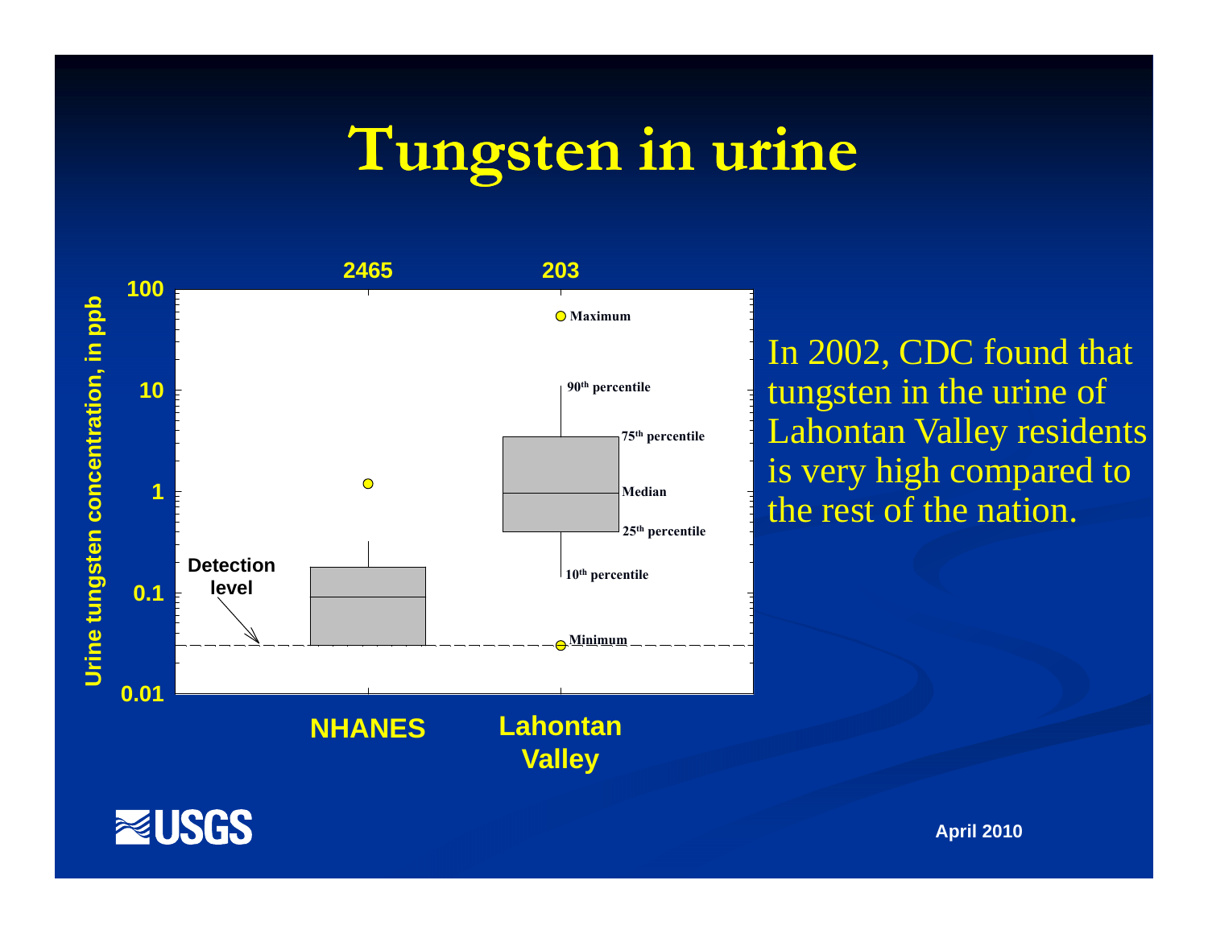# Tungsten in urine

Urine tungsten concentration, in ppb

| | NHANES | Lahontan Valley |
|---|---|---|
| Number of samples | 2465 | 203 |

Detection level

Maximum

90th percentile

75th percentile

Median

25th percentile

10th percentile

Minimum

In 2002, CDC found that tungsten in the urine of Lahontan Valley residents is very high compared to the rest of the nation.

USGS

April 2010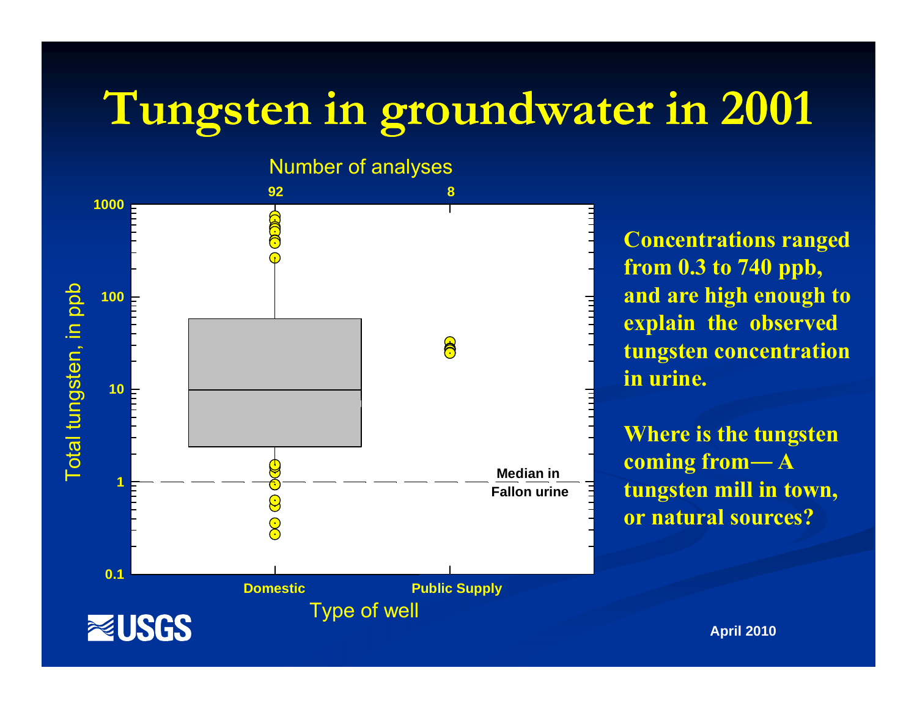# Tungsten in groundwater in 2001

Number of analyses

| | Domestic | Public Supply |
|---|---|---|
| Number of analyses | 92 | 8 |

Total tungsten, in ppb

Median in Fallon urine

Type of well

**Concentrations ranged from 0.3 to 740 ppb, and are high enough to explain the observed tungsten concentration in urine.**

**Where is the tungsten coming from— A tungsten mill in town, or natural sources?**

USGS

April 2010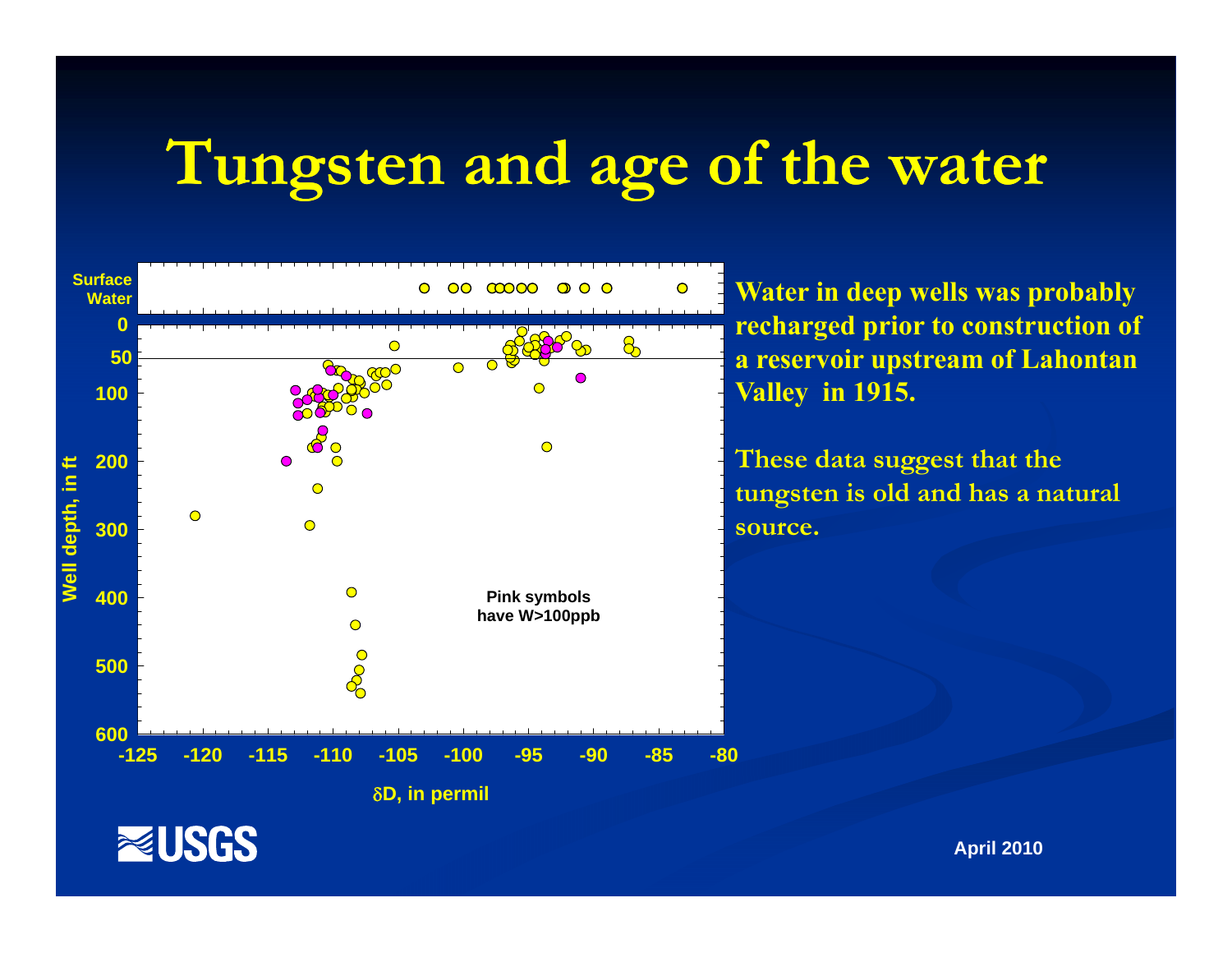# Tungsten and age of the water

Surface Water

Well depth, in ft

δD, in permil

Pink symbols have W>100ppb

**Water in deep wells was probably recharged prior to construction of a reservoir upstream of Lahontan Valley in 1915.**

**These data suggest that the tungsten is old and has a natural source.**

April 2010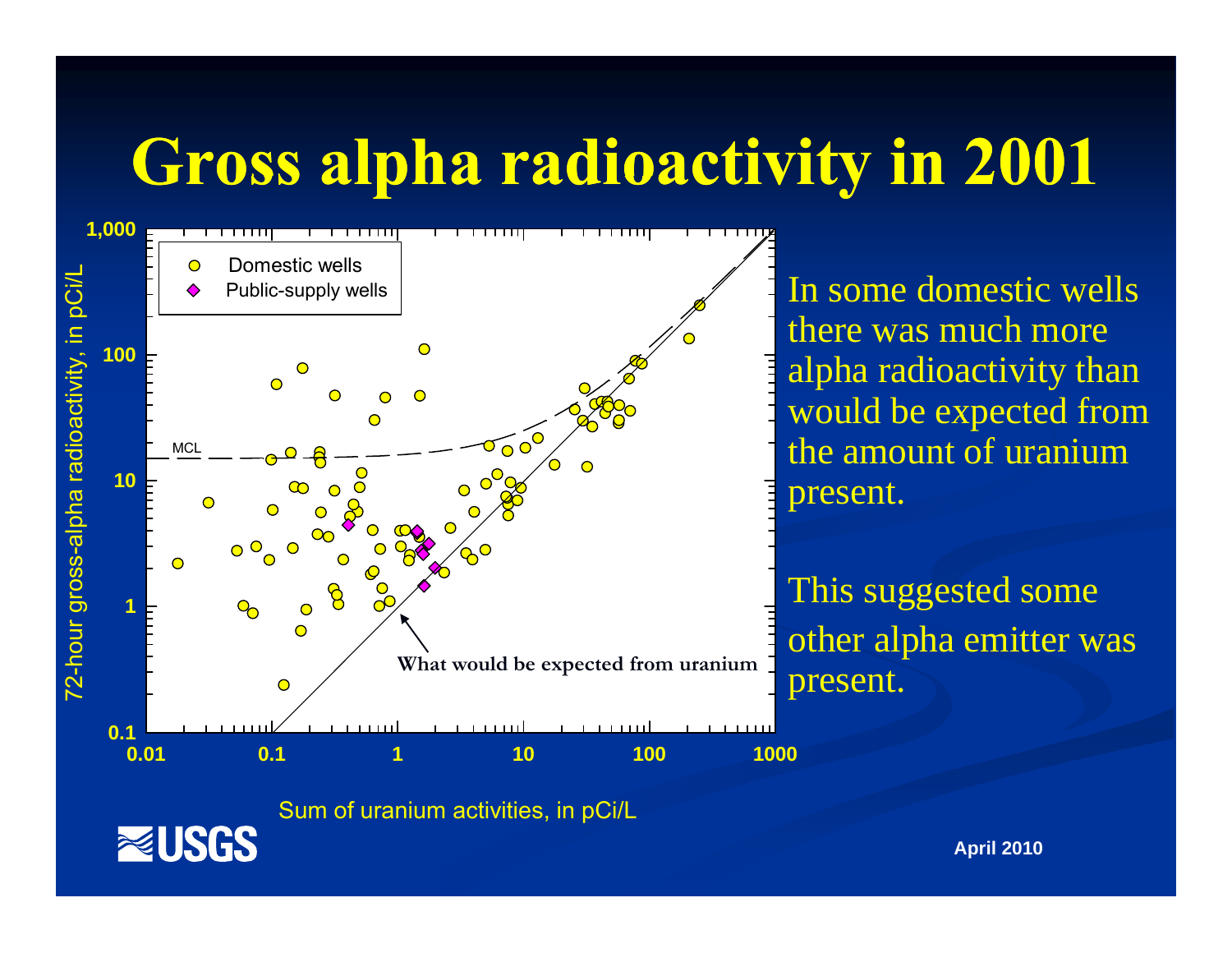# Gross alpha radioactivity in 2001

72-hour gross-alpha radioactivity, in pCi/L

Sum of uranium activities, in pCi/L

Domestic wells

Public-supply wells

MCL

What would be expected from uranium

In some domestic wells there was much more alpha radioactivity than would be expected from the amount of uranium present.

This suggested some other alpha emitter was present.

USGS

April 2010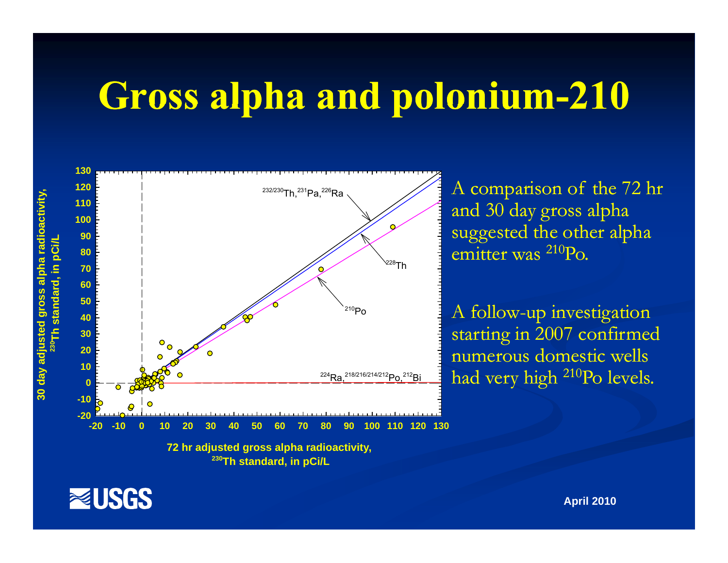# Gross alpha and polonium-210

A comparison of the 72 hr and 30 day gross alpha suggested the other alpha emitter was $^{210}$Po.

A follow-up investigation starting in 2007 confirmed numerous domestic wells had very high $^{210}$Po levels.

30 day adjusted gross alpha radioactivity, $^{230}$Th standard, in pCi/L

72 hr adjusted gross alpha radioactivity, $^{230}$Th standard, in pCi/L

$^{232/230}$Th, $^{231}$Pa, $^{226}$Ra

$^{228}$Th

$^{210}$Po

$^{224}$Ra, $^{218/216/214/212}$Po, $^{212}$Bi

April 2010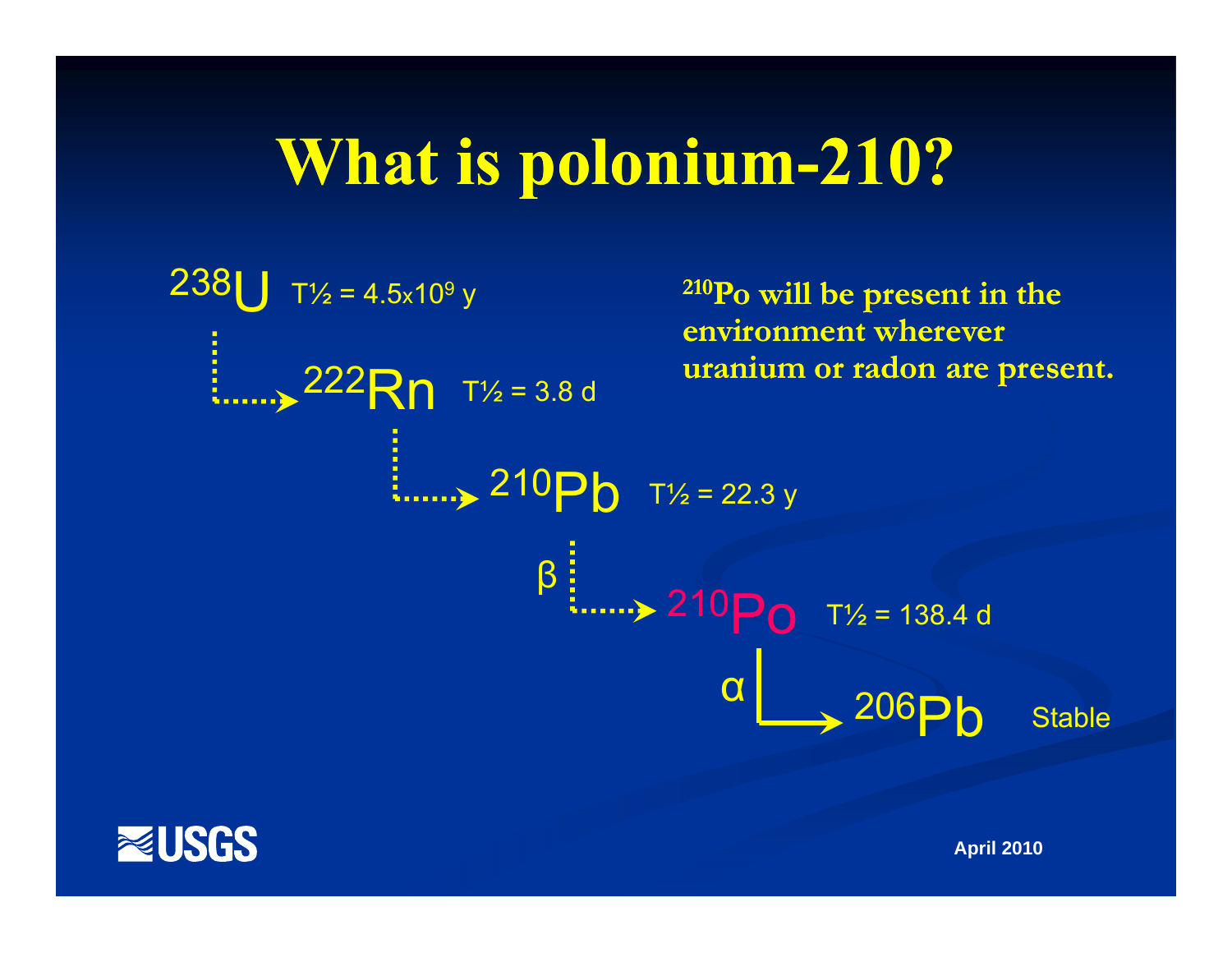# What is polonium-210?

$^{238}U$ T½ = 4.5x$10^9$ y

→ $^{222}Rn$ T½ = 3.8 d

→ $^{210}Pb$ T½ = 22.3 y

β → $^{210}Po$ T½ = 138.4 d

α → $^{206}Pb$ Stable

**$^{210}Po$ will be present in the environment wherever uranium or radon are present.**

April 2010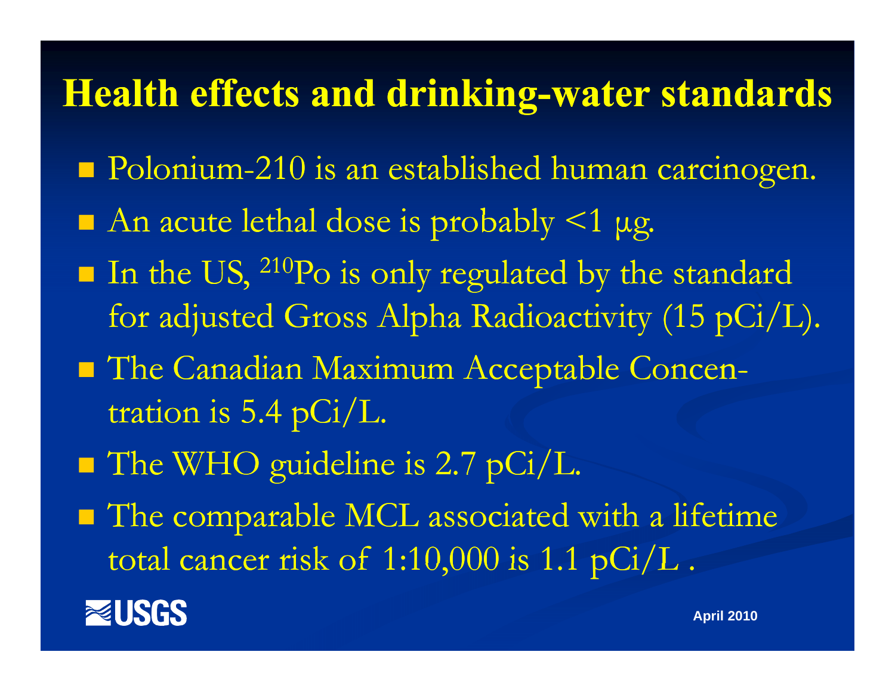# Health effects and drinking-water standards

- Polonium-210 is an established human carcinogen.
- An acute lethal dose is probably <1 μg.
- In the US, $^{210}Po$ is only regulated by the standard for adjusted Gross Alpha Radioactivity (15 pCi/L).
- The Canadian Maximum Acceptable Concentration is 5.4 pCi/L.
- The WHO guideline is 2.7 pCi/L.
- The comparable MCL associated with a lifetime total cancer risk of 1:10,000 is 1.1 pCi/L .

USGS

April 2010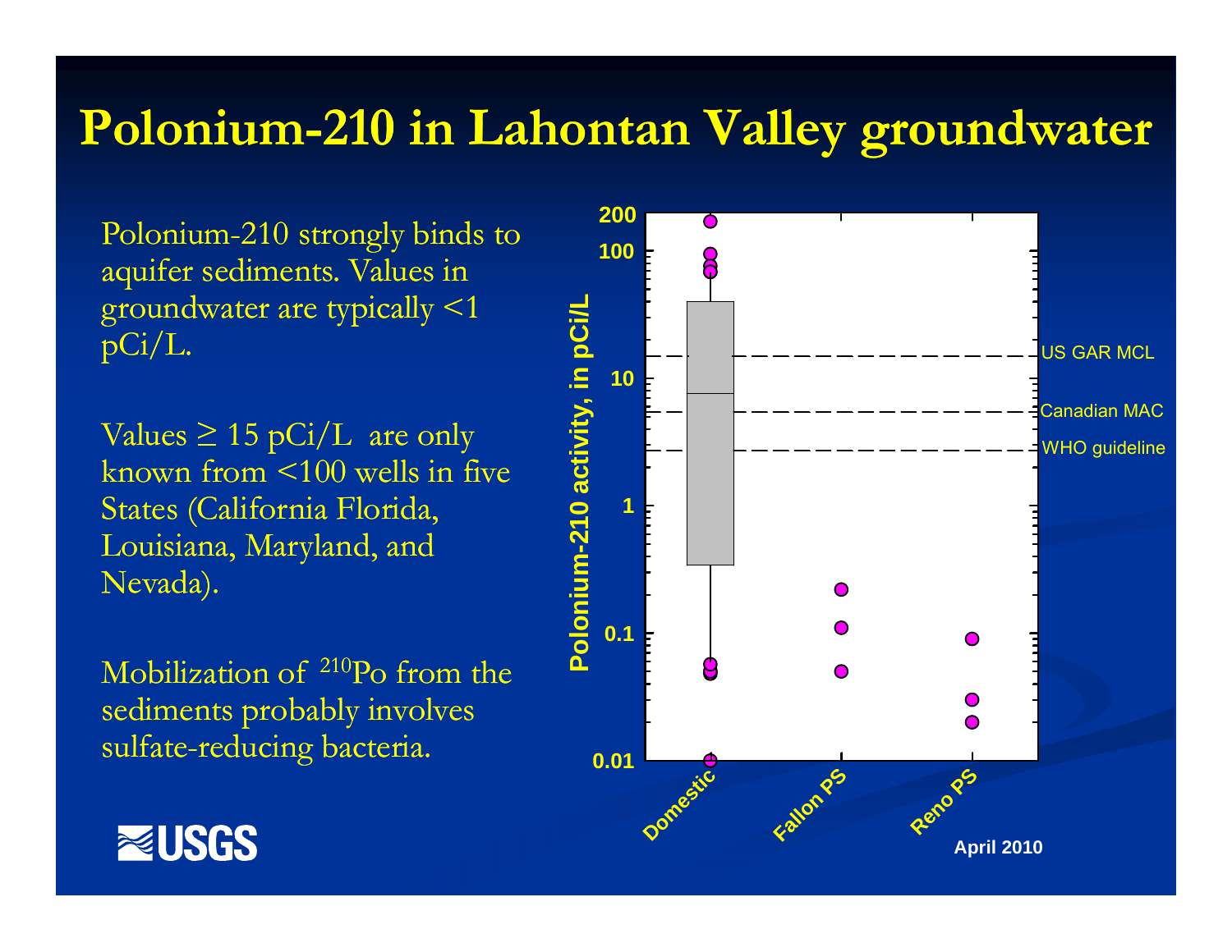# Polonium-210 in Lahontan Valley groundwater

Polonium-210 strongly binds to aquifer sediments. Values in groundwater are typically <1 pCi/L.

Values ≥ 15 pCi/L are only known from <100 wells in five States (California Florida, Louisiana, Maryland, and Nevada).

Mobilization of $^{210}$Po from the sediments probably involves sulfate-reducing bacteria.

Polonium-210 activity, in pCi/L

200, 100, 10, 1, 0.1, 0.01

US GAR MCL

Canadian MAC

WHO guideline

Domestic | Fallon PS | Reno PS

April 2010

USGS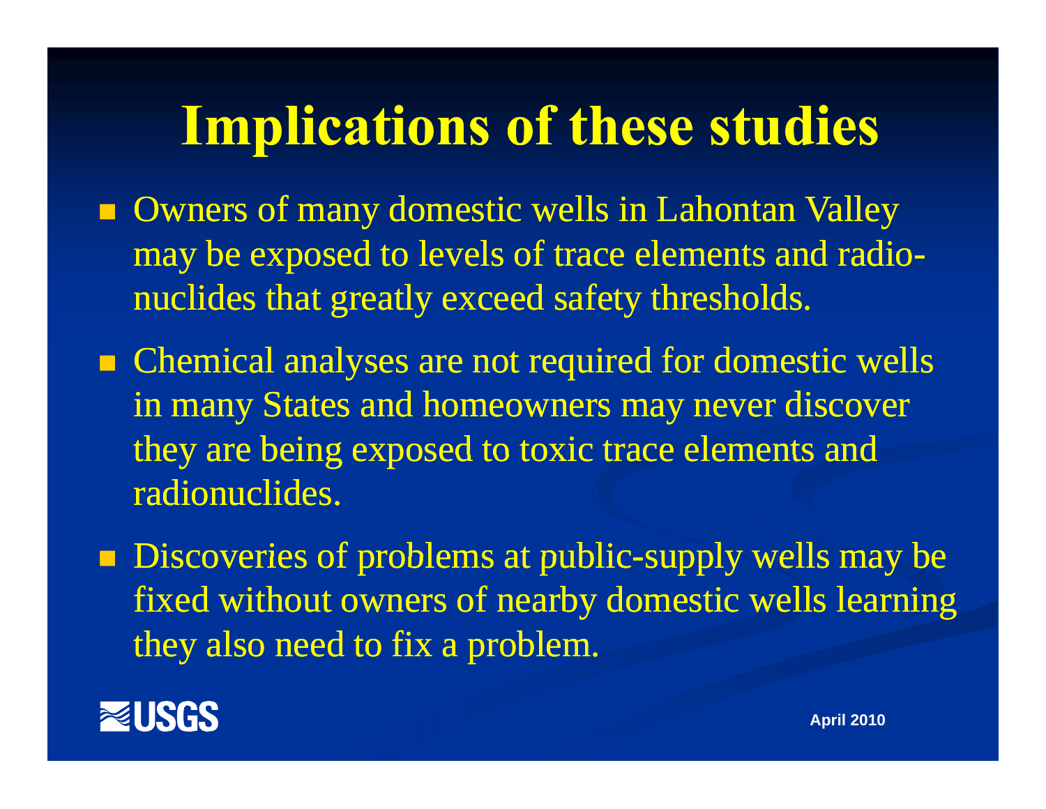# Implications of these studies

- Owners of many domestic wells in Lahontan Valley may be exposed to levels of trace elements and radio-nuclides that greatly exceed safety thresholds.
- Chemical analyses are not required for domestic wells in many States and homeowners may never discover they are being exposed to toxic trace elements and radionuclides.
- Discoveries of problems at public-supply wells may be fixed without owners of nearby domestic wells learning they also need to fix a problem.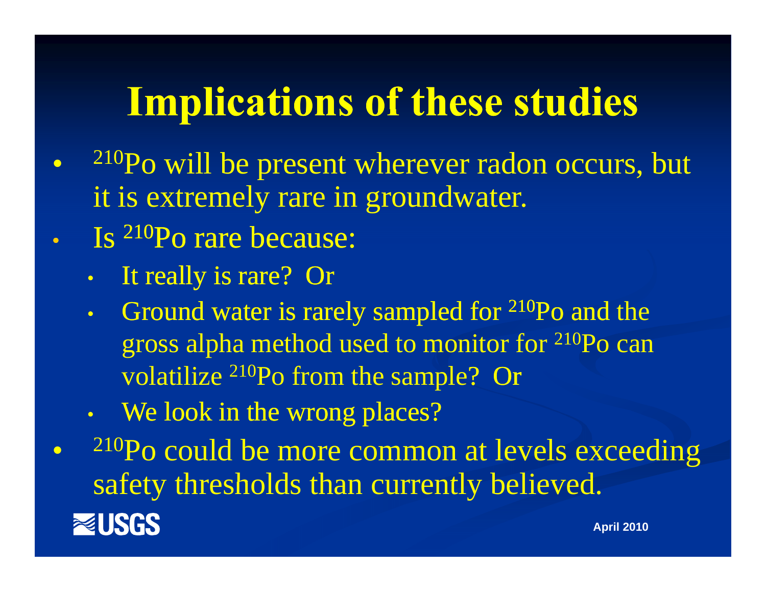# Implications of these studies

- $^{210}$Po will be present wherever radon occurs, but it is extremely rare in groundwater.
- Is $^{210}$Po rare because:
  - It really is rare? Or
  - Ground water is rarely sampled for $^{210}$Po and the gross alpha method used to monitor for $^{210}$Po can volatilize $^{210}$Po from the sample? Or
  - We look in the wrong places?
- $^{210}$Po could be more common at levels exceeding safety thresholds than currently believed.

USGS

April 2010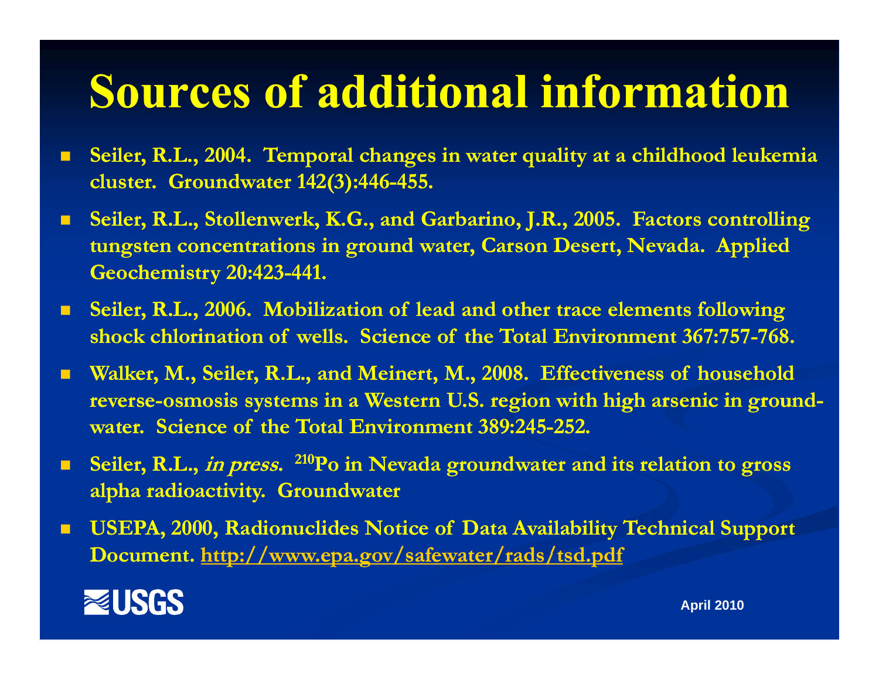# Sources of additional information

- Seiler, R.L., 2004. Temporal changes in water quality at a childhood leukemia cluster. Groundwater 142(3):446-455.
- Seiler, R.L., Stollenwerk, K.G., and Garbarino, J.R., 2005. Factors controlling tungsten concentrations in ground water, Carson Desert, Nevada. Applied Geochemistry 20:423-441.
- Seiler, R.L., 2006. Mobilization of lead and other trace elements following shock chlorination of wells. Science of the Total Environment 367:757-768.
- Walker, M., Seiler, R.L., and Meinert, M., 2008. Effectiveness of household reverse-osmosis systems in a Western U.S. region with high arsenic in ground-water. Science of the Total Environment 389:245-252.
- Seiler, R.L., *in press*. $^{210}$Po in Nevada groundwater and its relation to gross alpha radioactivity. Groundwater
- USEPA, 2000, Radionuclides Notice of Data Availability Technical Support Document. http://www.epa.gov/safewater/rads/tsd.pdf

USGS

April 2010